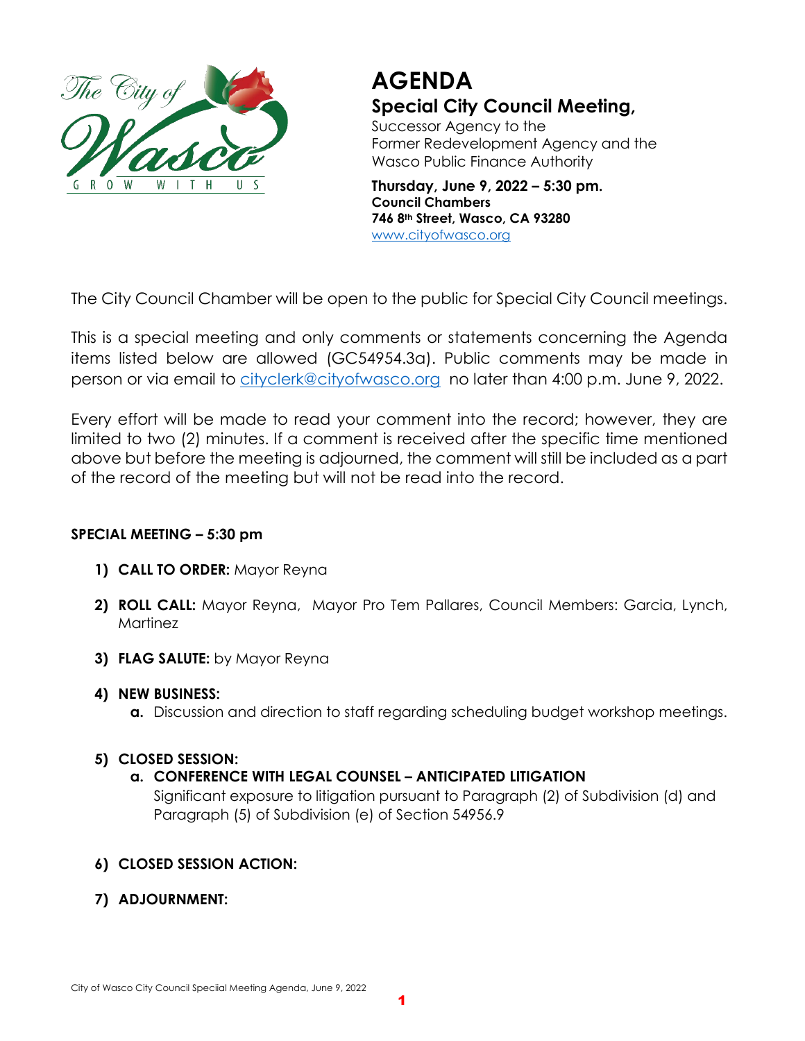The City of Wasco
GROW WITH US

# AGENDA

## Special City Council Meeting,

Successor Agency to the
Former Redevelopment Agency and the
Wasco Public Finance Authority

**Thursday, June 9, 2022 – 5:30 pm.**
**Council Chambers**
**746 8th Street, Wasco, CA 93280**
www.cityofwasco.org

The City Council Chamber will be open to the public for Special City Council meetings.

This is a special meeting and only comments or statements concerning the Agenda items listed below are allowed (GC54954.3a). Public comments may be made in person or via email to cityclerk@cityofwasco.org no later than 4:00 p.m. June 9, 2022.

Every effort will be made to read your comment into the record; however, they are limited to two (2) minutes. If a comment is received after the specific time mentioned above but before the meeting is adjourned, the comment will still be included as a part of the record of the meeting but will not be read into the record.

**SPECIAL MEETING – 5:30 pm**

1) **CALL TO ORDER:** Mayor Reyna

2) **ROLL CALL:** Mayor Reyna, Mayor Pro Tem Pallares, Council Members: Garcia, Lynch, Martinez

3) **FLAG SALUTE:** by Mayor Reyna

4) **NEW BUSINESS:**
   a. Discussion and direction to staff regarding scheduling budget workshop meetings.

5) **CLOSED SESSION:**
   a. **CONFERENCE WITH LEGAL COUNSEL – ANTICIPATED LITIGATION**
   Significant exposure to litigation pursuant to Paragraph (2) of Subdivision (d) and Paragraph (5) of Subdivision (e) of Section 54956.9

6) **CLOSED SESSION ACTION:**

7) **ADJOURNMENT:**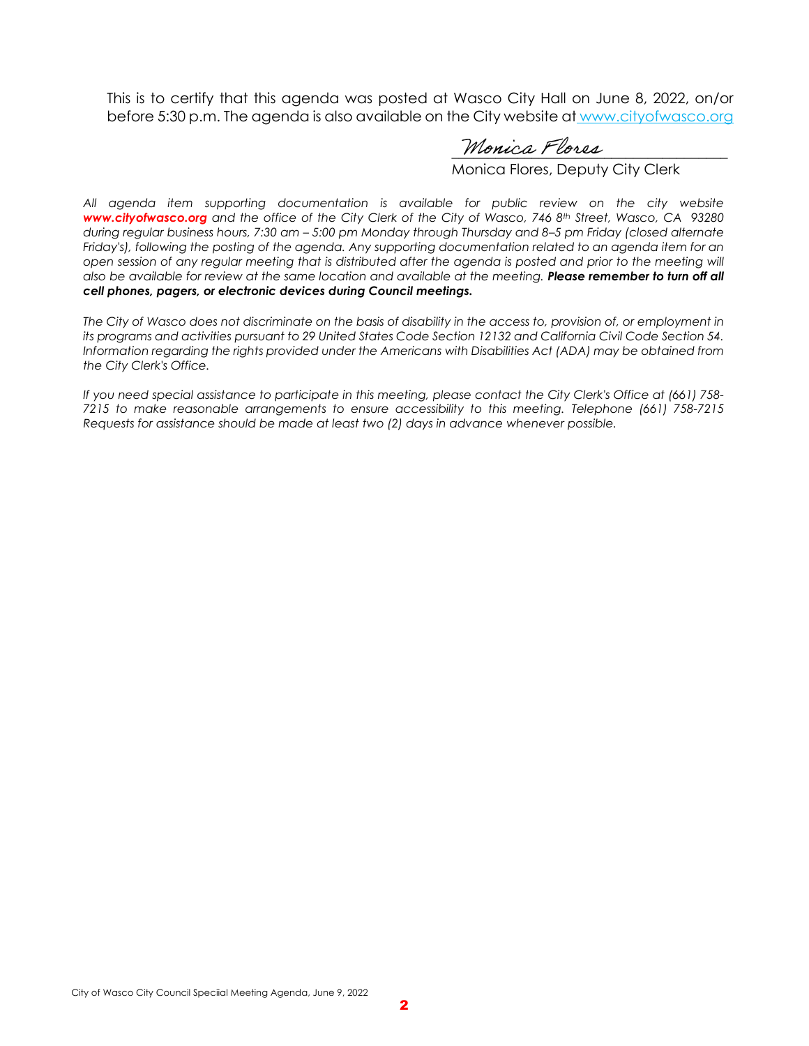This is to certify that this agenda was posted at Wasco City Hall on June 8, 2022, on/or before 5:30 p.m. The agenda is also available on the City website at www.cityofwasco.org

*Monica Flores*

Monica Flores, Deputy City Clerk

*All agenda item supporting documentation is available for public review on the city website* ***www.cityofwasco.org*** *and the office of the City Clerk of the City of Wasco, 746 8th Street, Wasco, CA 93280 during regular business hours, 7:30 am – 5:00 pm Monday through Thursday and 8–5 pm Friday (closed alternate Friday's), following the posting of the agenda. Any supporting documentation related to an agenda item for an open session of any regular meeting that is distributed after the agenda is posted and prior to the meeting will also be available for review at the same location and available at the meeting.* ***Please remember to turn off all cell phones, pagers, or electronic devices during Council meetings.***

*The City of Wasco does not discriminate on the basis of disability in the access to, provision of, or employment in its programs and activities pursuant to 29 United States Code Section 12132 and California Civil Code Section 54. Information regarding the rights provided under the Americans with Disabilities Act (ADA) may be obtained from the City Clerk's Office.*

*If you need special assistance to participate in this meeting, please contact the City Clerk's Office at (661) 758-7215 to make reasonable arrangements to ensure accessibility to this meeting. Telephone (661) 758-7215 Requests for assistance should be made at least two (2) days in advance whenever possible.*